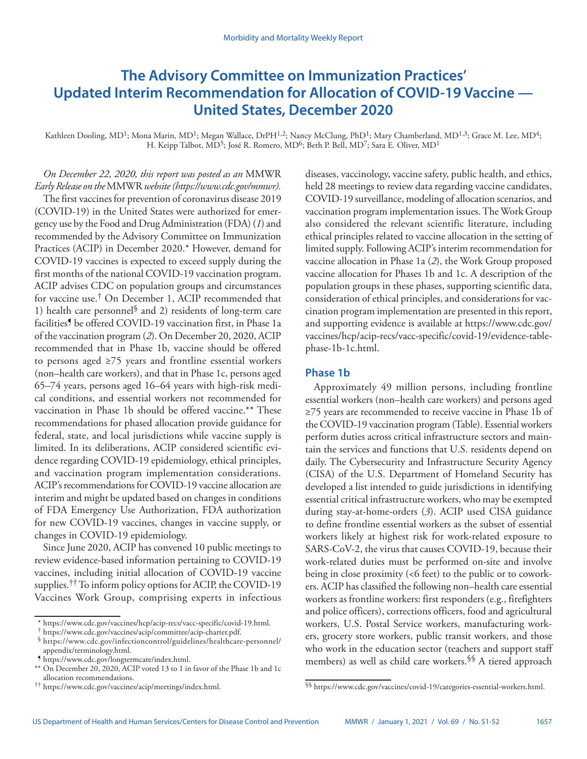# The Advisory Committee on Immunization Practices' Updated Interim Recommendation for Allocation of COVID-19 Vaccine — United States, December 2020

Kathleen Dooling, MD[1]; Mona Marin, MD[1]; Megan Wallace, DrPH[1,2]; Nancy McClung, PhD[1]; Mary Chamberland, MD[1,3]; Grace M. Lee, MD[4]; H. Keipp Talbot, MD[5]; José R. Romero, MD[6]; Beth P. Bell, MD[7]; Sara E. Oliver, MD[1]

*On December 22, 2020, this report was posted as an* MMWR *Early Release on the* MMWR *website (https://www.cdc.gov/mmwr).*

The first vaccines for prevention of coronavirus disease 2019 (COVID-19) in the United States were authorized for emergency use by the Food and Drug Administration (FDA) (*1*) and recommended by the Advisory Committee on Immunization Practices (ACIP) in December 2020.* However, demand for COVID-19 vaccines is expected to exceed supply during the first months of the national COVID-19 vaccination program. ACIP advises CDC on population groups and circumstances for vaccine use.† On December 1, ACIP recommended that 1) health care personnel§ and 2) residents of long-term care facilities¶ be offered COVID-19 vaccination first, in Phase 1a of the vaccination program (*2*). On December 20, 2020, ACIP recommended that in Phase 1b, vaccine should be offered to persons aged ≥75 years and frontline essential workers (non–health care workers), and that in Phase 1c, persons aged 65–74 years, persons aged 16–64 years with high-risk medical conditions, and essential workers not recommended for vaccination in Phase 1b should be offered vaccine.** These recommendations for phased allocation provide guidance for federal, state, and local jurisdictions while vaccine supply is limited. In its deliberations, ACIP considered scientific evidence regarding COVID-19 epidemiology, ethical principles, and vaccination program implementation considerations. ACIP's recommendations for COVID-19 vaccine allocation are interim and might be updated based on changes in conditions of FDA Emergency Use Authorization, FDA authorization for new COVID-19 vaccines, changes in vaccine supply, or changes in COVID-19 epidemiology.

Since June 2020, ACIP has convened 10 public meetings to review evidence-based information pertaining to COVID-19 vaccines, including initial allocation of COVID-19 vaccine supplies.†† To inform policy options for ACIP, the COVID-19 Vaccines Work Group, comprising experts in infectious diseases, vaccinology, vaccine safety, public health, and ethics, held 28 meetings to review data regarding vaccine candidates, COVID-19 surveillance, modeling of allocation scenarios, and vaccination program implementation issues. The Work Group also considered the relevant scientific literature, including ethical principles related to vaccine allocation in the setting of limited supply. Following ACIP's interim recommendation for vaccine allocation in Phase 1a (*2*), the Work Group proposed vaccine allocation for Phases 1b and 1c. A description of the population groups in these phases, supporting scientific data, consideration of ethical principles, and considerations for vaccination program implementation are presented in this report, and supporting evidence is available at https://www.cdc.gov/vaccines/hcp/acip-recs/vacc-specific/covid-19/evidence-table-phase-1b-1c.html.

## Phase 1b

Approximately 49 million persons, including frontline essential workers (non–health care workers) and persons aged ≥75 years are recommended to receive vaccine in Phase 1b of the COVID-19 vaccination program (Table). Essential workers perform duties across critical infrastructure sectors and maintain the services and functions that U.S. residents depend on daily. The Cybersecurity and Infrastructure Security Agency (CISA) of the U.S. Department of Homeland Security has developed a list intended to guide jurisdictions in identifying essential critical infrastructure workers, who may be exempted during stay-at-home-orders (*3*). ACIP used CISA guidance to define frontline essential workers as the subset of essential workers likely at highest risk for work-related exposure to SARS-CoV-2, the virus that causes COVID-19, because their work-related duties must be performed on-site and involve being in close proximity (<6 feet) to the public or to coworkers. ACIP has classified the following non–health care essential workers as frontline workers: first responders (e.g., firefighters and police officers), corrections officers, food and agricultural workers, U.S. Postal Service workers, manufacturing workers, grocery store workers, public transit workers, and those who work in the education sector (teachers and support staff members) as well as child care workers.§§ A tiered approach

---

\* https://www.cdc.gov/vaccines/hcp/acip-recs/vacc-specific/covid-19.html.

† https://www.cdc.gov/vaccines/acip/committee/acip-charter.pdf.

§ https://www.cdc.gov/infectioncontrol/guidelines/healthcare-personnel/appendix/terminology.html.

¶ https://www.cdc.gov/longtermcare/index.html.

\*\* On December 20, 2020, ACIP voted 13 to 1 in favor of the Phase 1b and 1c allocation recommendations.

†† https://www.cdc.gov/vaccines/acip/meetings/index.html.

§§ https://www.cdc.gov/vaccines/covid-19/categories-essential-workers.html.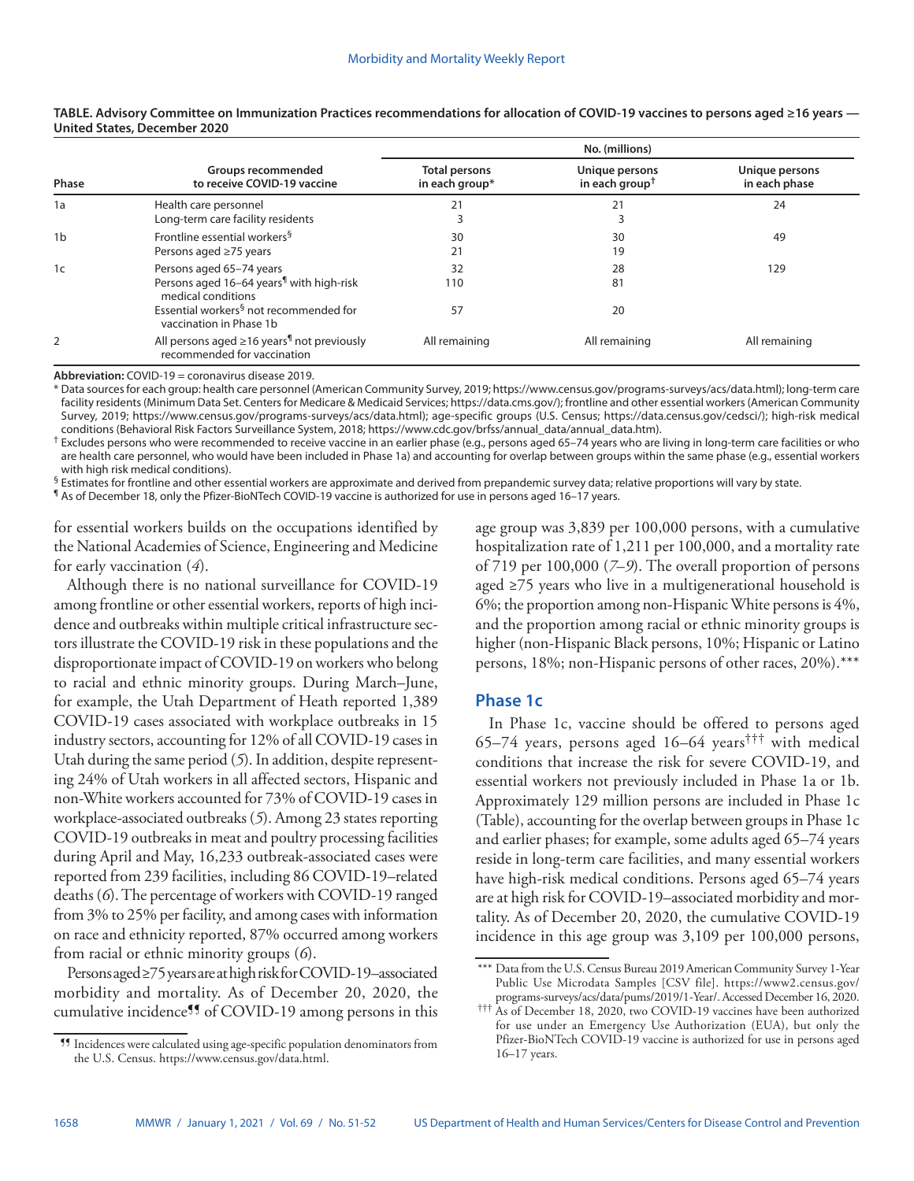**TABLE. Advisory Committee on Immunization Practices recommendations for allocation of COVID-19 vaccines to persons aged ≥16 years — United States, December 2020**

| Phase | Groups recommended to receive COVID-19 vaccine | No. (millions) | | |
|---|---|---|---|---|
| | | Total persons in each group* | Unique persons in each group[†] | Unique persons in each phase |
| 1a | Health care personnel | 21 | 21 | 24 |
| | Long-term care facility residents | 3 | 3 | |
| 1b | Frontline essential workers[§] | 30 | 30 | 49 |
| | Persons aged ≥75 years | 21 | 19 | |
| 1c | Persons aged 65–74 years | 32 | 28 | 129 |
| | Persons aged 16–64 years[¶] with high-risk medical conditions | 110 | 81 | |
| | Essential workers[§] not recommended for vaccination in Phase 1b | 57 | 20 | |
| 2 | All persons aged ≥16 years[¶] not previously recommended for vaccination | All remaining | All remaining | All remaining |

**Abbreviation:** COVID-19 = coronavirus disease 2019.

\* Data sources for each group: health care personnel (American Community Survey, 2019; https://www.census.gov/programs-surveys/acs/data.html); long-term care facility residents (Minimum Data Set. Centers for Medicare & Medicaid Services; https://data.cms.gov/); frontline and other essential workers (American Community Survey, 2019; https://www.census.gov/programs-surveys/acs/data.html); age-specific groups (U.S. Census; https://data.census.gov/cedsci/); high-risk medical conditions (Behavioral Risk Factors Surveillance System, 2018; https://www.cdc.gov/brfss/annual_data/annual_data.htm).

† Excludes persons who were recommended to receive vaccine in an earlier phase (e.g., persons aged 65–74 years who are living in long-term care facilities or who are health care personnel, who would have been included in Phase 1a) and accounting for overlap between groups within the same phase (e.g., essential workers with high risk medical conditions).

§ Estimates for frontline and other essential workers are approximate and derived from prepandemic survey data; relative proportions will vary by state.

¶ As of December 18, only the Pfizer-BioNTech COVID-19 vaccine is authorized for use in persons aged 16–17 years.

for essential workers builds on the occupations identified by the National Academies of Science, Engineering and Medicine for early vaccination (*4*).

Although there is no national surveillance for COVID-19 among frontline or other essential workers, reports of high incidence and outbreaks within multiple critical infrastructure sectors illustrate the COVID-19 risk in these populations and the disproportionate impact of COVID-19 on workers who belong to racial and ethnic minority groups. During March–June, for example, the Utah Department of Heath reported 1,389 COVID-19 cases associated with workplace outbreaks in 15 industry sectors, accounting for 12% of all COVID-19 cases in Utah during the same period (*5*). In addition, despite representing 24% of Utah workers in all affected sectors, Hispanic and non-White workers accounted for 73% of COVID-19 cases in workplace-associated outbreaks (*5*). Among 23 states reporting COVID-19 outbreaks in meat and poultry processing facilities during April and May, 16,233 outbreak-associated cases were reported from 239 facilities, including 86 COVID-19–related deaths (*6*). The percentage of workers with COVID-19 ranged from 3% to 25% per facility, and among cases with information on race and ethnicity reported, 87% occurred among workers from racial or ethnic minority groups (*6*).

Persons aged ≥75 years are at high risk for COVID-19–associated morbidity and mortality. As of December 20, 2020, the cumulative incidence[¶¶] of COVID-19 among persons in this age group was 3,839 per 100,000 persons, with a cumulative hospitalization rate of 1,211 per 100,000, and a mortality rate of 719 per 100,000 (*7–9*). The overall proportion of persons aged ≥75 years who live in a multigenerational household is 6%; the proportion among non-Hispanic White persons is 4%, and the proportion among racial or ethnic minority groups is higher (non-Hispanic Black persons, 10%; Hispanic or Latino persons, 18%; non-Hispanic persons of other races, 20%).[***]

## Phase 1c

In Phase 1c, vaccine should be offered to persons aged 65–74 years, persons aged 16–64 years[†††] with medical conditions that increase the risk for severe COVID-19, and essential workers not previously included in Phase 1a or 1b. Approximately 129 million persons are included in Phase 1c (Table), accounting for the overlap between groups in Phase 1c and earlier phases; for example, some adults aged 65–74 years reside in long-term care facilities, and many essential workers have high-risk medical conditions. Persons aged 65–74 years are at high risk for COVID-19–associated morbidity and mortality. As of December 20, 2020, the cumulative COVID-19 incidence in this age group was 3,109 per 100,000 persons,

¶¶ Incidences were calculated using age-specific population denominators from the U.S. Census. https://www.census.gov/data.html.

*** Data from the U.S. Census Bureau 2019 American Community Survey 1-Year Public Use Microdata Samples [CSV file]. https://www2.census.gov/programs-surveys/acs/data/pums/2019/1-Year/. Accessed December 16, 2020.

††† As of December 18, 2020, two COVID-19 vaccines have been authorized for use under an Emergency Use Authorization (EUA), but only the Pfizer-BioNTech COVID-19 vaccine is authorized for use in persons aged 16–17 years.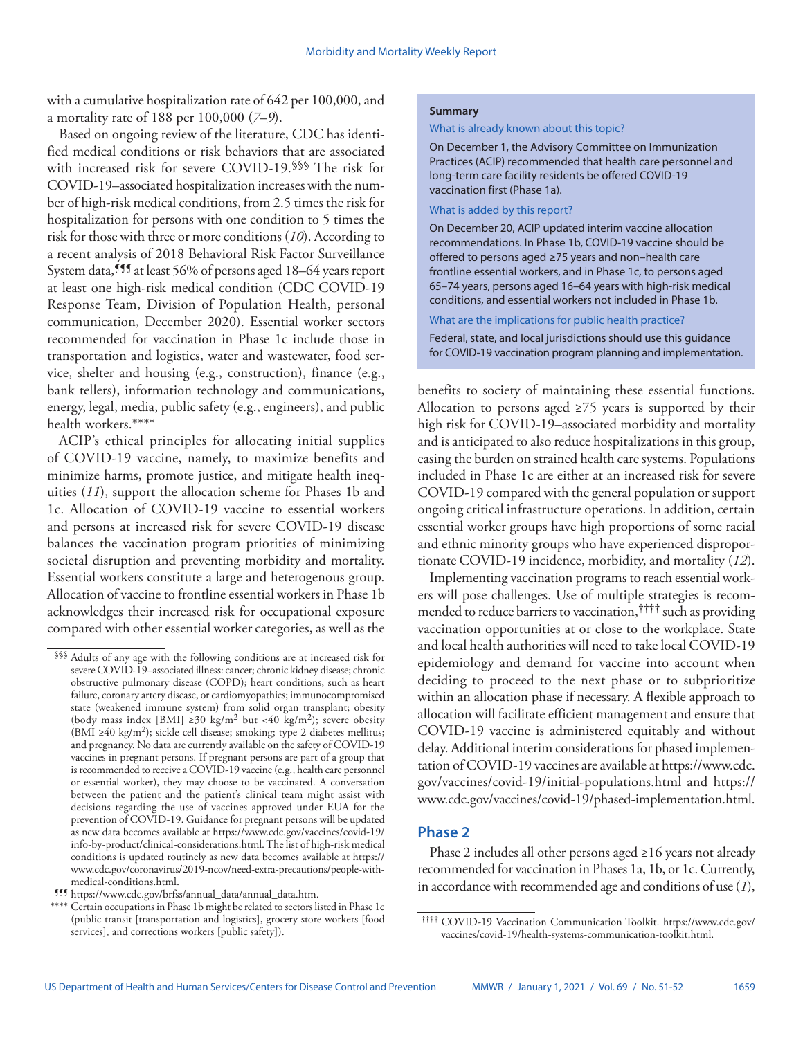with a cumulative hospitalization rate of 642 per 100,000, and a mortality rate of 188 per 100,000 (*7*–*9*).

Based on ongoing review of the literature, CDC has identified medical conditions or risk behaviors that are associated with increased risk for severe COVID-19.[§§§] The risk for COVID-19–associated hospitalization increases with the number of high-risk medical conditions, from 2.5 times the risk for hospitalization for persons with one condition to 5 times the risk for those with three or more conditions (*10*). According to a recent analysis of 2018 Behavioral Risk Factor Surveillance System data,[¶¶¶] at least 56% of persons aged 18–64 years report at least one high-risk medical condition (CDC COVID-19 Response Team, Division of Population Health, personal communication, December 2020). Essential worker sectors recommended for vaccination in Phase 1c include those in transportation and logistics, water and wastewater, food service, shelter and housing (e.g., construction), finance (e.g., bank tellers), information technology and communications, energy, legal, media, public safety (e.g., engineers), and public health workers.[****]

ACIP's ethical principles for allocating initial supplies of COVID-19 vaccine, namely, to maximize benefits and minimize harms, promote justice, and mitigate health inequities (*11*), support the allocation scheme for Phases 1b and 1c. Allocation of COVID-19 vaccine to essential workers and persons at increased risk for severe COVID-19 disease balances the vaccination program priorities of minimizing societal disruption and preventing morbidity and mortality. Essential workers constitute a large and heterogenous group. Allocation of vaccine to frontline essential workers in Phase 1b acknowledges their increased risk for occupational exposure compared with other essential worker categories, as well as the benefits to society of maintaining these essential functions. Allocation to persons aged ≥75 years is supported by their high risk for COVID-19–associated morbidity and mortality and is anticipated to also reduce hospitalizations in this group, easing the burden on strained health care systems. Populations included in Phase 1c are either at an increased risk for severe COVID-19 compared with the general population or support ongoing critical infrastructure operations. In addition, certain essential worker groups have high proportions of some racial and ethnic minority groups who have experienced disproportionate COVID-19 incidence, morbidity, and mortality (*12*).

Implementing vaccination programs to reach essential workers will pose challenges. Use of multiple strategies is recommended to reduce barriers to vaccination,[††††] such as providing vaccination opportunities at or close to the workplace. State and local health authorities will need to take local COVID-19 epidemiology and demand for vaccine into account when deciding to proceed to the next phase or to subprioritize within an allocation phase if necessary. A flexible approach to allocation will facilitate efficient management and ensure that COVID-19 vaccine is administered equitably and without delay. Additional interim considerations for phased implementation of COVID-19 vaccines are available at https://www.cdc.gov/vaccines/covid-19/initial-populations.html and https://www.cdc.gov/vaccines/covid-19/phased-implementation.html.

**Summary**

What is already known about this topic?

On December 1, the Advisory Committee on Immunization Practices (ACIP) recommended that health care personnel and long-term care facility residents be offered COVID-19 vaccination first (Phase 1a).

What is added by this report?

On December 20, ACIP updated interim vaccine allocation recommendations. In Phase 1b, COVID-19 vaccine should be offered to persons aged ≥75 years and non–health care frontline essential workers, and in Phase 1c, to persons aged 65–74 years, persons aged 16–64 years with high-risk medical conditions, and essential workers not included in Phase 1b.

What are the implications for public health practice?

Federal, state, and local jurisdictions should use this guidance for COVID-19 vaccination program planning and implementation.

## Phase 2

Phase 2 includes all other persons aged ≥16 years not already recommended for vaccination in Phases 1a, 1b, or 1c. Currently, in accordance with recommended age and conditions of use (*1*),

[§§§] Adults of any age with the following conditions are at increased risk for severe COVID-19–associated illness: cancer; chronic kidney disease; chronic obstructive pulmonary disease (COPD); heart conditions, such as heart failure, coronary artery disease, or cardiomyopathies; immunocompromised state (weakened immune system) from solid organ transplant; obesity (body mass index [BMI] ≥30 kg/m$^2$ but <40 kg/m$^2$); severe obesity (BMI ≥40 kg/m$^2$); sickle cell disease; smoking; type 2 diabetes mellitus; and pregnancy. No data are currently available on the safety of COVID-19 vaccines in pregnant persons. If pregnant persons are part of a group that is recommended to receive a COVID-19 vaccine (e.g., health care personnel or essential worker), they may choose to be vaccinated. A conversation between the patient and the patient's clinical team might assist with decisions regarding the use of vaccines approved under EUA for the prevention of COVID-19. Guidance for pregnant persons will be updated as new data becomes available at https://www.cdc.gov/vaccines/covid-19/info-by-product/clinical-considerations.html. The list of high-risk medical conditions is updated routinely as new data becomes available at https://www.cdc.gov/coronavirus/2019-ncov/need-extra-precautions/people-with-medical-conditions.html.

[¶¶¶] https://www.cdc.gov/brfss/annual_data/annual_data.htm.

[****] Certain occupations in Phase 1b might be related to sectors listed in Phase 1c (public transit [transportation and logistics], grocery store workers [food services], and corrections workers [public safety]).

[††††] COVID-19 Vaccination Communication Toolkit. https://www.cdc.gov/vaccines/covid-19/health-systems-communication-toolkit.html.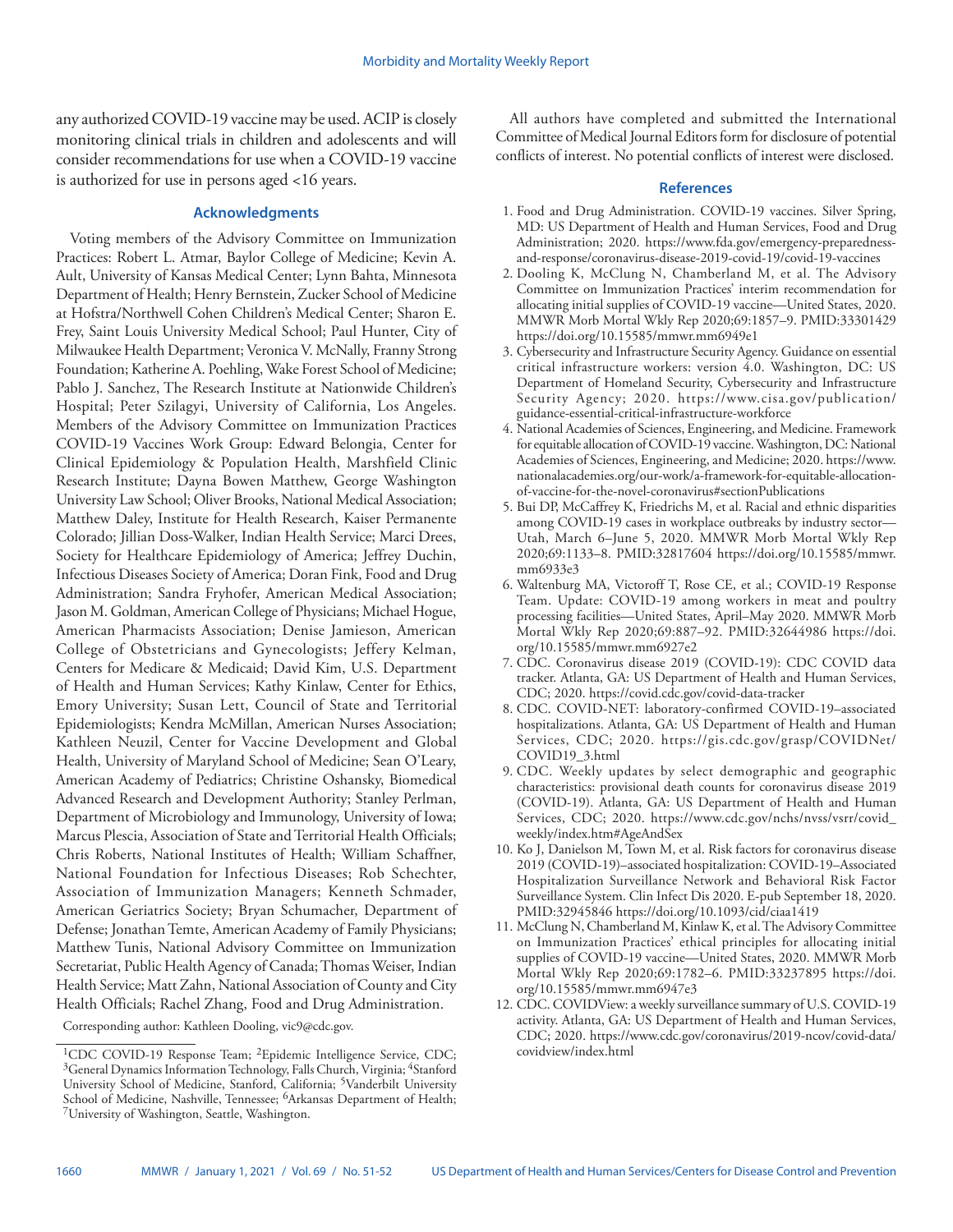any authorized COVID-19 vaccine may be used. ACIP is closely monitoring clinical trials in children and adolescents and will consider recommendations for use when a COVID-19 vaccine is authorized for use in persons aged <16 years.

## Acknowledgments

Voting members of the Advisory Committee on Immunization Practices: Robert L. Atmar, Baylor College of Medicine; Kevin A. Ault, University of Kansas Medical Center; Lynn Bahta, Minnesota Department of Health; Henry Bernstein, Zucker School of Medicine at Hofstra/Northwell Cohen Children's Medical Center; Sharon E. Frey, Saint Louis University Medical School; Paul Hunter, City of Milwaukee Health Department; Veronica V. McNally, Franny Strong Foundation; Katherine A. Poehling, Wake Forest School of Medicine; Pablo J. Sanchez, The Research Institute at Nationwide Children's Hospital; Peter Szilagyi, University of California, Los Angeles. Members of the Advisory Committee on Immunization Practices COVID-19 Vaccines Work Group: Edward Belongia, Center for Clinical Epidemiology & Population Health, Marshfield Clinic Research Institute; Dayna Bowen Matthew, George Washington University Law School; Oliver Brooks, National Medical Association; Matthew Daley, Institute for Health Research, Kaiser Permanente Colorado; Jillian Doss-Walker, Indian Health Service; Marci Drees, Society for Healthcare Epidemiology of America; Jeffrey Duchin, Infectious Diseases Society of America; Doran Fink, Food and Drug Administration; Sandra Fryhofer, American Medical Association; Jason M. Goldman, American College of Physicians; Michael Hogue, American Pharmacists Association; Denise Jamieson, American College of Obstetricians and Gynecologists; Jeffery Kelman, Centers for Medicare & Medicaid; David Kim, U.S. Department of Health and Human Services; Kathy Kinlaw, Center for Ethics, Emory University; Susan Lett, Council of State and Territorial Epidemiologists; Kendra McMillan, American Nurses Association; Kathleen Neuzil, Center for Vaccine Development and Global Health, University of Maryland School of Medicine; Sean O'Leary, American Academy of Pediatrics; Christine Oshansky, Biomedical Advanced Research and Development Authority; Stanley Perlman, Department of Microbiology and Immunology, University of Iowa; Marcus Plescia, Association of State and Territorial Health Officials; Chris Roberts, National Institutes of Health; William Schaffner, National Foundation for Infectious Diseases; Rob Schechter, Association of Immunization Managers; Kenneth Schmader, American Geriatrics Society; Bryan Schumacher, Department of Defense; Jonathan Temte, American Academy of Family Physicians; Matthew Tunis, National Advisory Committee on Immunization Secretariat, Public Health Agency of Canada; Thomas Weiser, Indian Health Service; Matt Zahn, National Association of County and City Health Officials; Rachel Zhang, Food and Drug Administration.

Corresponding author: Kathleen Dooling, vic9@cdc.gov.

[1]CDC COVID-19 Response Team; [2]Epidemic Intelligence Service, CDC; [3]General Dynamics Information Technology, Falls Church, Virginia; [4]Stanford University School of Medicine, Stanford, California; [5]Vanderbilt University School of Medicine, Nashville, Tennessee; [6]Arkansas Department of Health; [7]University of Washington, Seattle, Washington.

All authors have completed and submitted the International Committee of Medical Journal Editors form for disclosure of potential conflicts of interest. No potential conflicts of interest were disclosed.

## References

1. Food and Drug Administration. COVID-19 vaccines. Silver Spring, MD: US Department of Health and Human Services, Food and Drug Administration; 2020. https://www.fda.gov/emergency-preparedness-and-response/coronavirus-disease-2019-covid-19/covid-19-vaccines
2. Dooling K, McClung N, Chamberland M, et al. The Advisory Committee on Immunization Practices' interim recommendation for allocating initial supplies of COVID-19 vaccine—United States, 2020. MMWR Morb Mortal Wkly Rep 2020;69:1857–9. PMID:33301429 https://doi.org/10.15585/mmwr.mm6949e1
3. Cybersecurity and Infrastructure Security Agency. Guidance on essential critical infrastructure workers: version 4.0. Washington, DC: US Department of Homeland Security, Cybersecurity and Infrastructure Security Agency; 2020. https://www.cisa.gov/publication/guidance-essential-critical-infrastructure-workforce
4. National Academies of Sciences, Engineering, and Medicine. Framework for equitable allocation of COVID-19 vaccine. Washington, DC: National Academies of Sciences, Engineering, and Medicine; 2020. https://www.nationalacademies.org/our-work/a-framework-for-equitable-allocation-of-vaccine-for-the-novel-coronavirus#sectionPublications
5. Bui DP, McCaffrey K, Friedrichs M, et al. Racial and ethnic disparities among COVID-19 cases in workplace outbreaks by industry sector—Utah, March 6–June 5, 2020. MMWR Morb Mortal Wkly Rep 2020;69:1133–8. PMID:32817604 https://doi.org/10.15585/mmwr.mm6933e3
6. Waltenburg MA, Victoroff T, Rose CE, et al.; COVID-19 Response Team. Update: COVID-19 among workers in meat and poultry processing facilities—United States, April–May 2020. MMWR Morb Mortal Wkly Rep 2020;69:887–92. PMID:32644986 https://doi.org/10.15585/mmwr.mm6927e2
7. CDC. Coronavirus disease 2019 (COVID-19): CDC COVID data tracker. Atlanta, GA: US Department of Health and Human Services, CDC; 2020. https://covid.cdc.gov/covid-data-tracker
8. CDC. COVID-NET: laboratory-confirmed COVID-19–associated hospitalizations. Atlanta, GA: US Department of Health and Human Services, CDC; 2020. https://gis.cdc.gov/grasp/COVIDNet/COVID19_3.html
9. CDC. Weekly updates by select demographic and geographic characteristics: provisional death counts for coronavirus disease 2019 (COVID-19). Atlanta, GA: US Department of Health and Human Services, CDC; 2020. https://www.cdc.gov/nchs/nvss/vsrr/covid_weekly/index.htm#AgeAndSex
10. Ko J, Danielson M, Town M, et al. Risk factors for coronavirus disease 2019 (COVID-19)–associated hospitalization: COVID-19–Associated Hospitalization Surveillance Network and Behavioral Risk Factor Surveillance System. Clin Infect Dis 2020. E-pub September 18, 2020. PMID:32945846 https://doi.org/10.1093/cid/ciaa1419
11. McClung N, Chamberland M, Kinlaw K, et al. The Advisory Committee on Immunization Practices' ethical principles for allocating initial supplies of COVID-19 vaccine—United States, 2020. MMWR Morb Mortal Wkly Rep 2020;69:1782–6. PMID:33237895 https://doi.org/10.15585/mmwr.mm6947e3
12. CDC. COVIDView: a weekly surveillance summary of U.S. COVID-19 activity. Atlanta, GA: US Department of Health and Human Services, CDC; 2020. https://www.cdc.gov/coronavirus/2019-ncov/covid-data/covidview/index.html